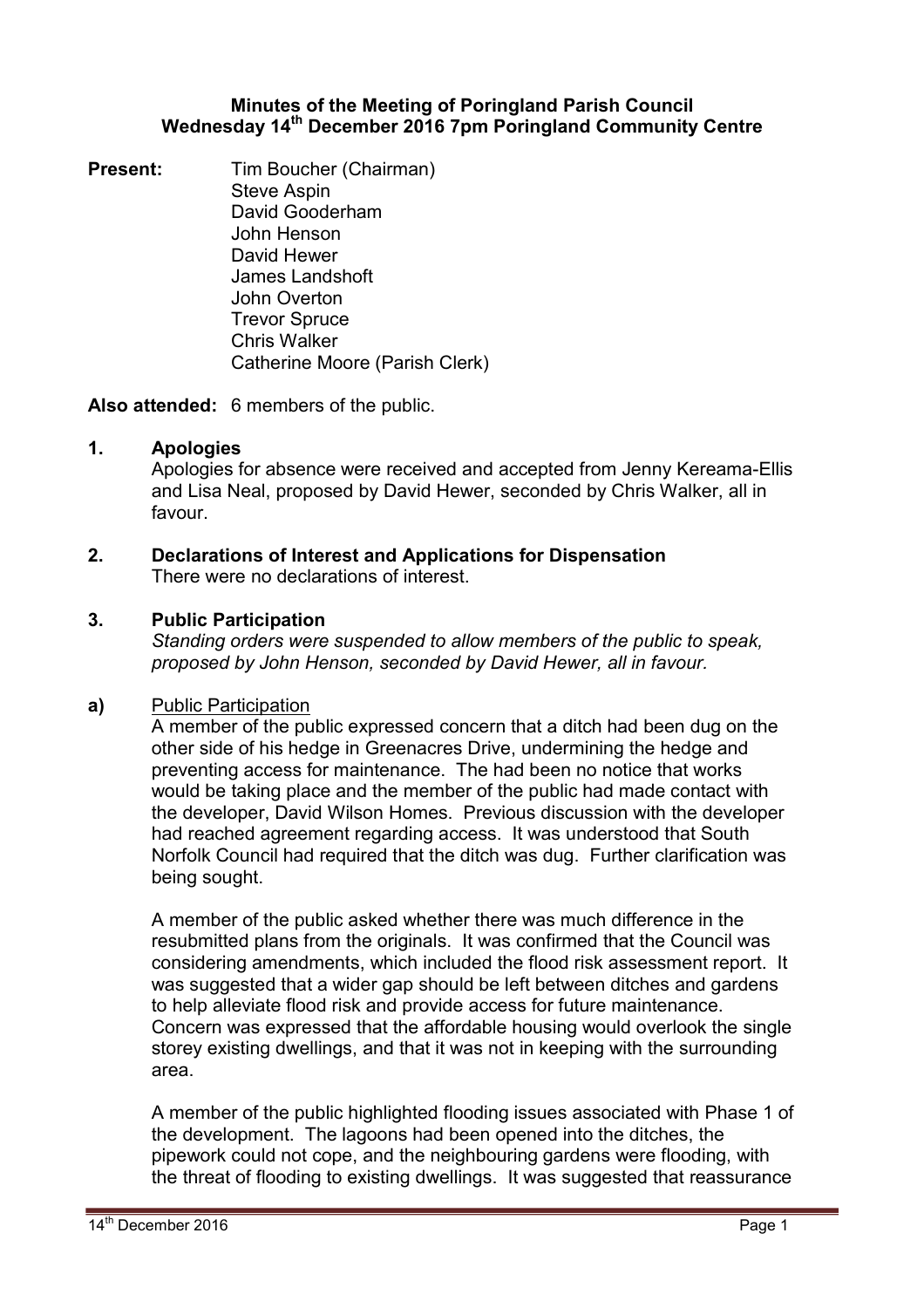# Minutes of the Meeting of Poringland Parish Council
## Wednesday 14th December 2016 7pm Poringland Community Centre

**Present:** Tim Boucher (Chairman)
Steve Aspin
David Gooderham
John Henson
David Hewer
James Landshoft
John Overton
Trevor Spruce
Chris Walker
Catherine Moore (Parish Clerk)

**Also attended:** 6 members of the public.

**1. Apologies**

Apologies for absence were received and accepted from Jenny Kereama-Ellis and Lisa Neal, proposed by David Hewer, seconded by Chris Walker, all in favour.

**2. Declarations of Interest and Applications for Dispensation**

There were no declarations of interest.

**3. Public Participation**

*Standing orders were suspended to allow members of the public to speak, proposed by John Henson, seconded by David Hewer, all in favour.*

**a)** Public Participation

A member of the public expressed concern that a ditch had been dug on the other side of his hedge in Greenacres Drive, undermining the hedge and preventing access for maintenance. The had been no notice that works would be taking place and the member of the public had made contact with the developer, David Wilson Homes. Previous discussion with the developer had reached agreement regarding access. It was understood that South Norfolk Council had required that the ditch was dug. Further clarification was being sought.

A member of the public asked whether there was much difference in the resubmitted plans from the originals. It was confirmed that the Council was considering amendments, which included the flood risk assessment report. It was suggested that a wider gap should be left between ditches and gardens to help alleviate flood risk and provide access for future maintenance. Concern was expressed that the affordable housing would overlook the single storey existing dwellings, and that it was not in keeping with the surrounding area.

A member of the public highlighted flooding issues associated with Phase 1 of the development. The lagoons had been opened into the ditches, the pipework could not cope, and the neighbouring gardens were flooding, with the threat of flooding to existing dwellings. It was suggested that reassurance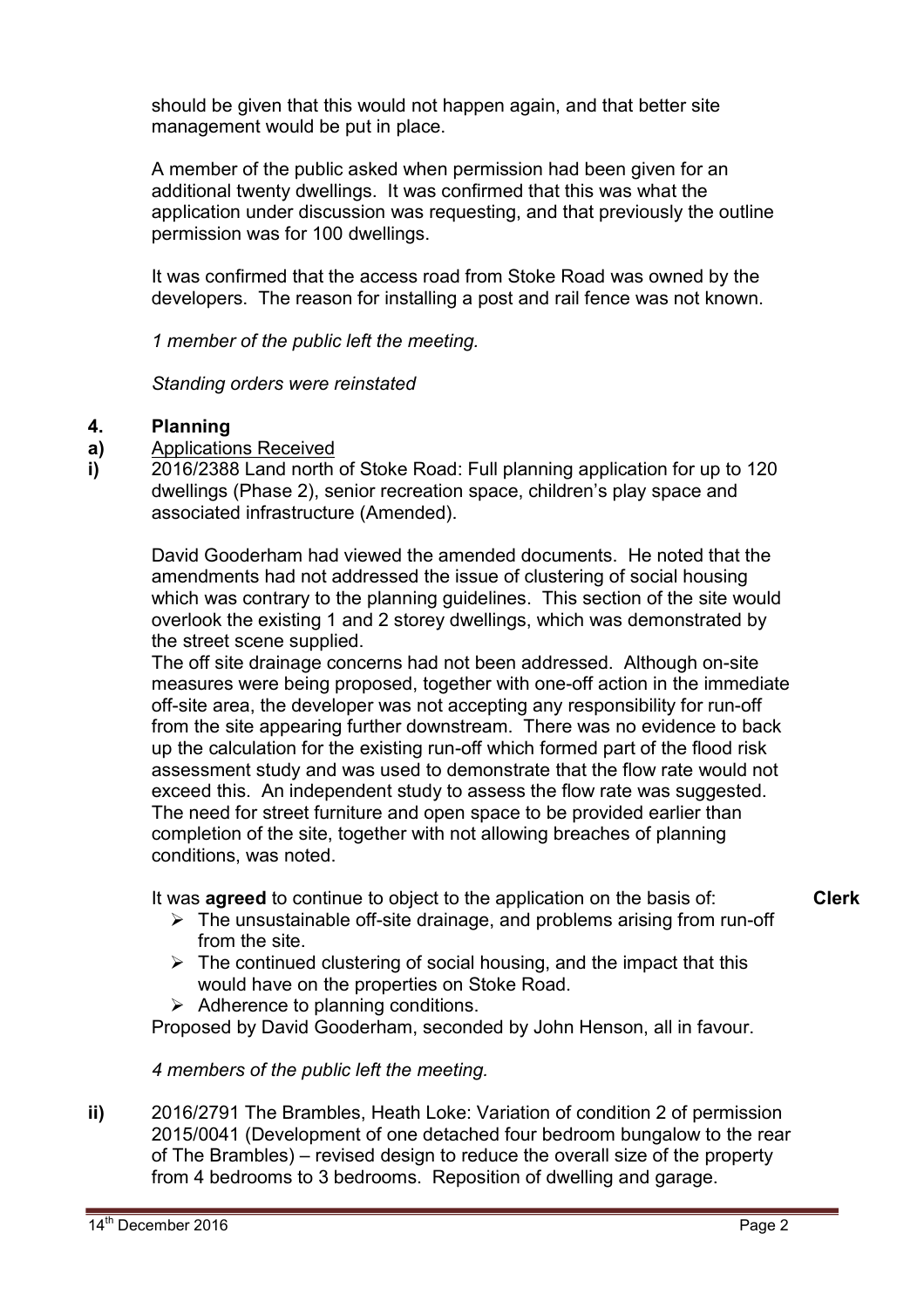should be given that this would not happen again, and that better site management would be put in place.

A member of the public asked when permission had been given for an additional twenty dwellings. It was confirmed that this was what the application under discussion was requesting, and that previously the outline permission was for 100 dwellings.

It was confirmed that the access road from Stoke Road was owned by the developers. The reason for installing a post and rail fence was not known.

*1 member of the public left the meeting.*

*Standing orders were reinstated*

## 4. Planning

**a)** Applications Received

**i)** 2016/2388 Land north of Stoke Road: Full planning application for up to 120 dwellings (Phase 2), senior recreation space, children's play space and associated infrastructure (Amended).

David Gooderham had viewed the amended documents. He noted that the amendments had not addressed the issue of clustering of social housing which was contrary to the planning guidelines. This section of the site would overlook the existing 1 and 2 storey dwellings, which was demonstrated by the street scene supplied.
The off site drainage concerns had not been addressed. Although on-site measures were being proposed, together with one-off action in the immediate off-site area, the developer was not accepting any responsibility for run-off from the site appearing further downstream. There was no evidence to back up the calculation for the existing run-off which formed part of the flood risk assessment study and was used to demonstrate that the flow rate would not exceed this. An independent study to assess the flow rate was suggested. The need for street furniture and open space to be provided earlier than completion of the site, together with not allowing breaches of planning conditions, was noted.

It was **agreed** to continue to object to the application on the basis of: **Clerk**

- The unsustainable off-site drainage, and problems arising from run-off from the site.
- The continued clustering of social housing, and the impact that this would have on the properties on Stoke Road.
- Adherence to planning conditions.

Proposed by David Gooderham, seconded by John Henson, all in favour.

*4 members of the public left the meeting.*

**ii)** 2016/2791 The Brambles, Heath Loke: Variation of condition 2 of permission 2015/0041 (Development of one detached four bedroom bungalow to the rear of The Brambles) – revised design to reduce the overall size of the property from 4 bedrooms to 3 bedrooms. Reposition of dwelling and garage.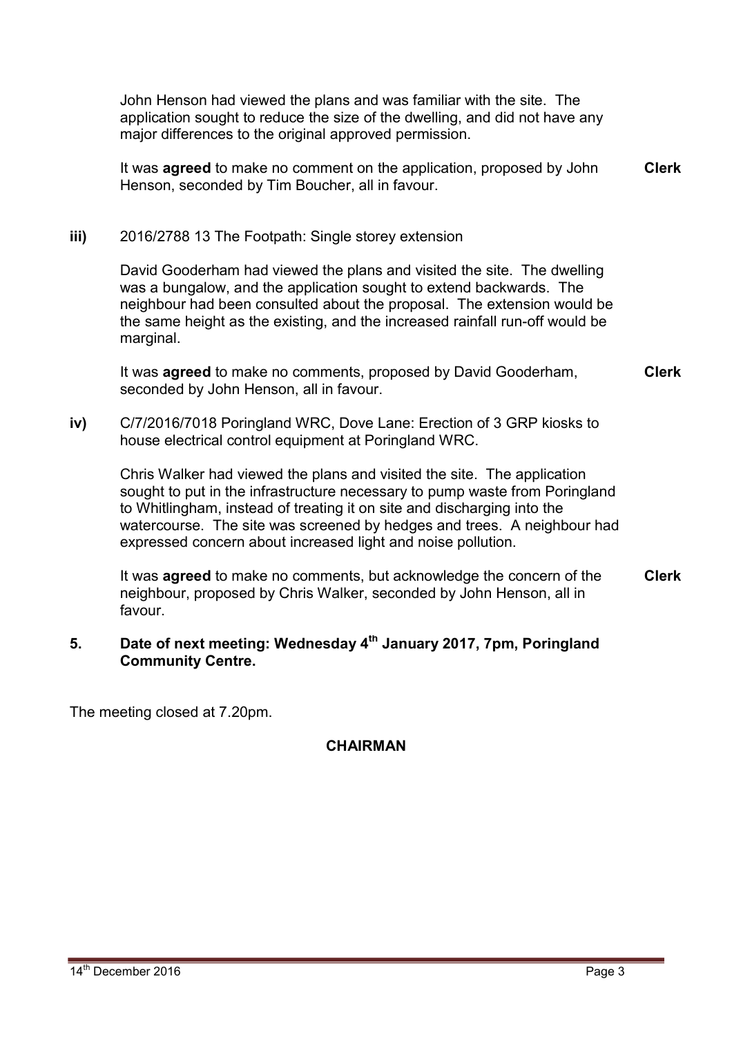John Henson had viewed the plans and was familiar with the site. The application sought to reduce the size of the dwelling, and did not have any major differences to the original approved permission.

It was **agreed** to make no comment on the application, proposed by John Henson, seconded by Tim Boucher, all in favour. **Clerk**

**iii)** 2016/2788 13 The Footpath: Single storey extension

David Gooderham had viewed the plans and visited the site. The dwelling was a bungalow, and the application sought to extend backwards. The neighbour had been consulted about the proposal. The extension would be the same height as the existing, and the increased rainfall run-off would be marginal.

It was **agreed** to make no comments, proposed by David Gooderham, seconded by John Henson, all in favour. **Clerk**

**iv)** C/7/2016/7018 Poringland WRC, Dove Lane: Erection of 3 GRP kiosks to house electrical control equipment at Poringland WRC.

Chris Walker had viewed the plans and visited the site. The application sought to put in the infrastructure necessary to pump waste from Poringland to Whitlingham, instead of treating it on site and discharging into the watercourse. The site was screened by hedges and trees. A neighbour had expressed concern about increased light and noise pollution.

It was **agreed** to make no comments, but acknowledge the concern of the neighbour, proposed by Chris Walker, seconded by John Henson, all in favour. **Clerk**

**5. Date of next meeting: Wednesday 4th January 2017, 7pm, Poringland Community Centre.**

The meeting closed at 7.20pm.

**CHAIRMAN**